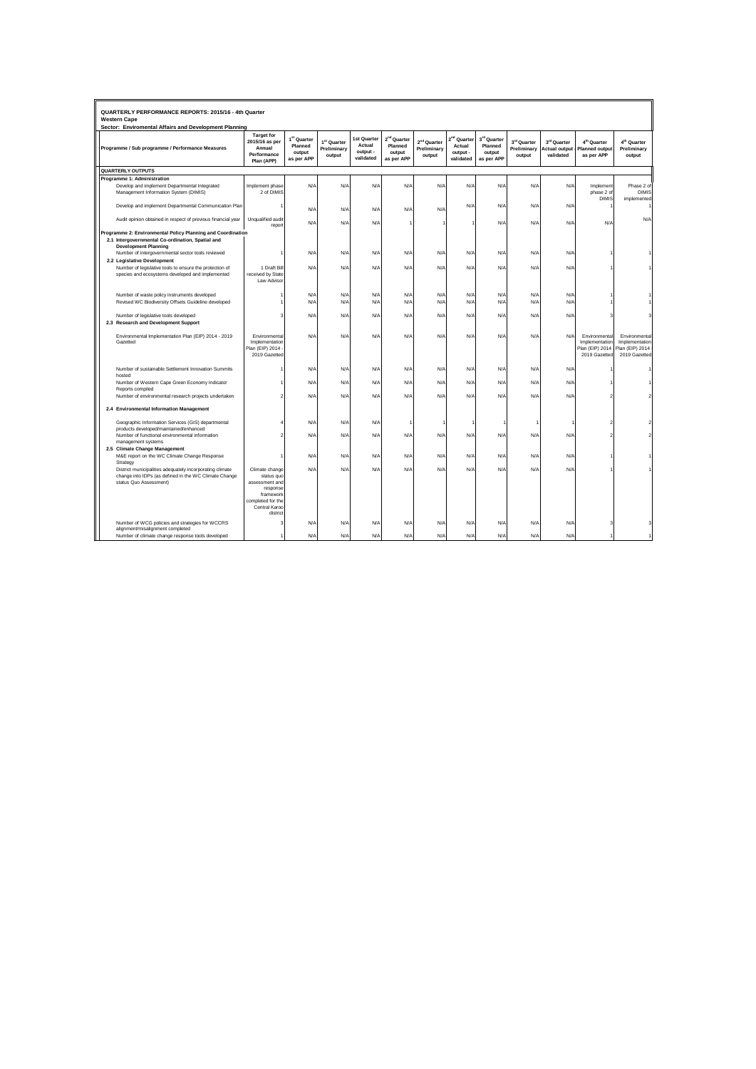**QUARTERLY PERFORMANCE REPORTS: 2015/16 - 4th Quarter**
**Western Cape**
**Sector: Enviromental Affairs and Development Planning**

| Programme / Sub programme / Performance Measures | Target for 2015/16 as per Annual Performance Plan (APP) | 1st Quarter Planned output as per APP | 1st Quarter Preliminary output | 1st Quarter Actual output - validated | 2nd Quarter Planned output as per APP | 2nd Quarter Preliminary output | 2nd Quarter Actual output - validated | 3rd Quarter Planned output as per APP | 3rd Quarter Preliminary output | 3rd Quarter Actual output - validated | 4th Quarter Planned output as per APP | 4th Quarter Preliminary output |
|---|---|---|---|---|---|---|---|---|---|---|---|---|
| **QUARTERLY OUTPUTS** | | | | | | | | | | | | |
| **Programme 1: Administration** | | | | | | | | | | | | |
| Develop and implement Departmental Integrated Management Information System (DIMIS) | Implement phase 2 of DIMIS | N/A | N/A | N/A | N/A | N/A | N/A | N/A | N/A | N/A | Implement phase 2 of DIMIS | Phase 2 of DIMIS implemented |
| Develop and implement Departmental Communication Plan | 1 | N/A | N/A | N/A | N/A | N/A | N/A | N/A | N/A | N/A | 1 | 1 |
| Audit opinion obtained in respect of previous financial year | Unqualified audit report | N/A | N/A | N/A | 1 | 1 | 1 | N/A | N/A | N/A | N/A | N/A |
| **Programme 2: Environmental Policy Planning and Coordination** | | | | | | | | | | | | |
| **2.1 Intergovernmental Co-ordination, Spatial and Development Planning** | | | | | | | | | | | | |
| Number of intergovernmental sector tools reviewed | 1 | N/A | N/A | N/A | N/A | N/A | N/A | N/A | N/A | N/A | 1 | 1 |
| **2.2 Legislative Development** | | | | | | | | | | | | |
| Number of legislative tools to ensure the protection of species and ecosystems developed and implemented | 1 Draft Bill received by State Law Advisor | N/A | N/A | N/A | N/A | N/A | N/A | N/A | N/A | N/A | 1 | 1 |
| Number of waste policy instruments developed | 1 | N/A | N/A | N/A | N/A | N/A | N/A | N/A | N/A | N/A | 1 | 1 |
| Revised WC Biodiversity Offsets Guideline developed | 1 | N/A | N/A | N/A | N/A | N/A | N/A | N/A | N/A | N/A | 1 | 1 |
| Number of legislative tools developed | 3 | N/A | N/A | N/A | N/A | N/A | N/A | N/A | N/A | N/A | 3 | 3 |
| **2.3 Research and Development Support** | | | | | | | | | | | | |
| Environmental Implementation Plan (EIP) 2014 - 2019 Gazetted | Environmental Implementation Plan (EIP) 2014 - 2019 Gazetted | N/A | N/A | N/A | N/A | N/A | N/A | N/A | N/A | N/A | Environmental Implementation Plan (EIP) 2014 - 2019 Gazetted | Environmental Implementation Plan (EIP) 2014 - 2019 Gazetted |
| Number of sustainable Settlement Innovation Summits hosted | 1 | N/A | N/A | N/A | N/A | N/A | N/A | N/A | N/A | N/A | 1 | 1 |
| Number of Western Cape Green Economy Indicator Reports compiled | 1 | N/A | N/A | N/A | N/A | N/A | N/A | N/A | N/A | N/A | 1 | 1 |
| Number of environmental research projects undertaken | 2 | N/A | N/A | N/A | N/A | N/A | N/A | N/A | N/A | N/A | 2 | 2 |
| **2.4 Environmental Information Management** | | | | | | | | | | | | |
| Geographic Information Services (GIS) departmental products developed/maintained/enhanced | 4 | N/A | N/A | N/A | 1 | 1 | 1 | 1 | 1 | 1 | 2 | 2 |
| Number of functional environmental information management systems | 2 | N/A | N/A | N/A | N/A | N/A | N/A | N/A | N/A | N/A | 2 | 2 |
| **2.5 Climate Change Management** | | | | | | | | | | | | |
| M&E report on the WC Climate Change Response Strategy | 1 | N/A | N/A | N/A | N/A | N/A | N/A | N/A | N/A | N/A | 1 | 1 |
| District municipalities adequately incorporating climate change into IDPs (as defined in the WC Climate Change status Quo Assessment) | Climate change status quo assessment and response framework completed for the Central Karoo district | N/A | N/A | N/A | N/A | N/A | N/A | N/A | N/A | N/A | 1 | 1 |
| Number of WCG policies and strategies for WCCRS alignment/misalignment completed | 3 | N/A | N/A | N/A | N/A | N/A | N/A | N/A | N/A | N/A | 3 | 3 |
| Number of climate change response tools developed | 1 | N/A | N/A | N/A | N/A | N/A | N/A | N/A | N/A | N/A | 1 | 1 |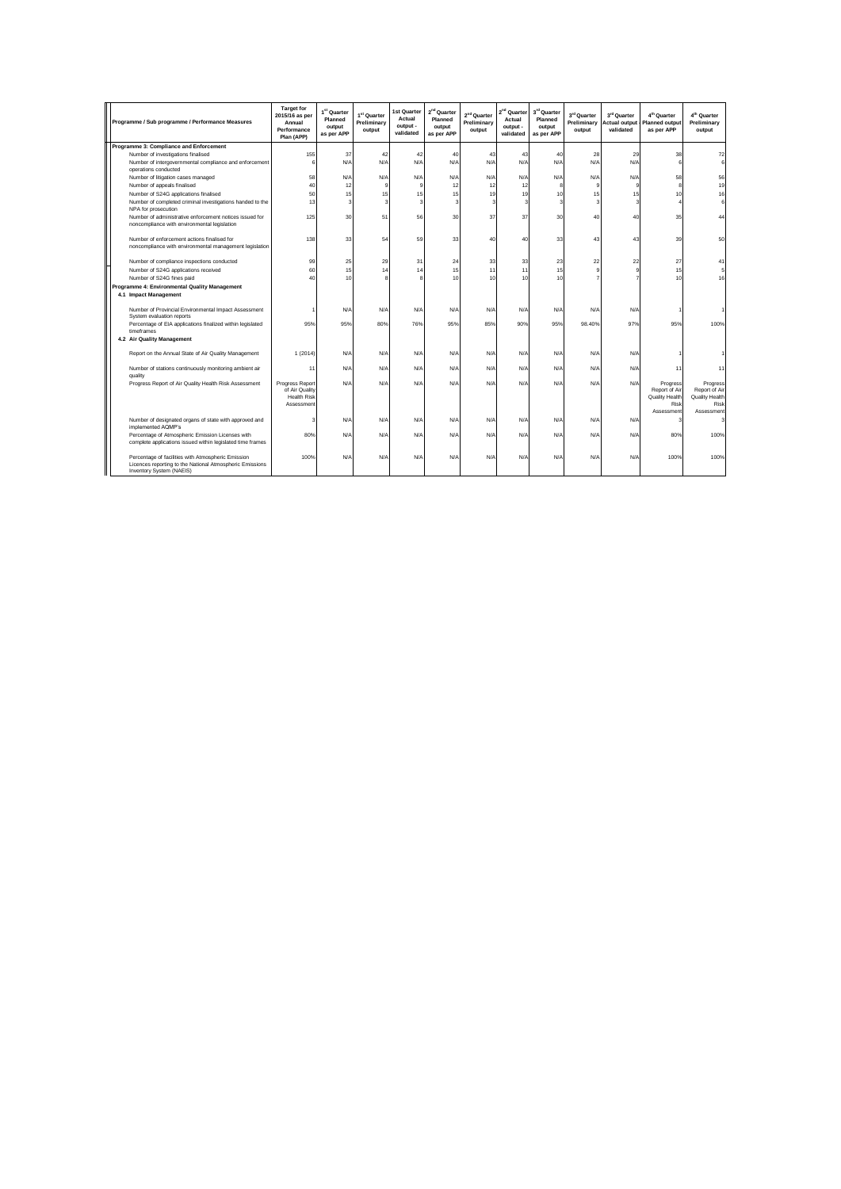| Programme / Sub programme / Performance Measures | Target for 2015/16 as per Annual Performance Plan (APP) | 1st Quarter Planned output as per APP | 1st Quarter Preliminary output | 1st Quarter Actual output - validated | 2nd Quarter Planned output as per APP | 2nd Quarter Preliminary output | 2nd Quarter Actual output - validated | 3rd Quarter Planned output as per APP | 3rd Quarter Preliminary output | 3rd Quarter Actual output - validated | 4th Quarter Planned output as per APP | 4th Quarter Preliminary output |
|---|---|---|---|---|---|---|---|---|---|---|---|---|
| **Programme 3: Compliance and Enforcement** | | | | | | | | | | | | |
| Number of investigations finalised | 155 | 37 | 42 | 42 | 40 | 43 | 43 | 40 | 28 | 29 | 38 | 72 |
| Number of intergovernmental compliance and enforcement operations conducted | 6 | N/A | N/A | N/A | N/A | N/A | N/A | N/A | N/A | N/A | 6 | 6 |
| Number of litigation cases managed | 58 | N/A | N/A | N/A | N/A | N/A | N/A | N/A | N/A | N/A | 58 | 56 |
| Number of appeals finalised | 40 | 12 | 9 | 9 | 12 | 12 | 12 | 8 | 9 | 9 | 8 | 19 |
| Number of S24G applications finalised | 50 | 15 | 15 | 15 | 15 | 19 | 19 | 10 | 15 | 15 | 10 | 16 |
| Number of completed criminal investigations handed to the NPA for prosecution | 13 | 3 | 3 | 3 | 3 | 3 | 3 | 3 | 3 | 3 | 4 | 6 |
| Number of administrative enforcement notices issued for noncompliance with environmental legislation | 125 | 30 | 51 | 56 | 30 | 37 | 37 | 30 | 40 | 40 | 35 | 44 |
| Number of enforcement actions finalised for noncompliance with environmental management legislation | 138 | 33 | 54 | 59 | 33 | 40 | 40 | 33 | 43 | 43 | 39 | 50 |
| Number of compliance inspections conducted | 99 | 25 | 29 | 31 | 24 | 33 | 33 | 23 | 22 | 22 | 27 | 41 |
| Number of S24G applications received | 60 | 15 | 14 | 14 | 15 | 11 | 11 | 15 | 9 | 9 | 15 | 5 |
| Number of S24G fines paid | 40 | 10 | 8 | 8 | 10 | 10 | 10 | 10 | 7 | 7 | 10 | 16 |
| **Programme 4: Environmental Quality Management** | | | | | | | | | | | | |
| **4.1 Impact Management** | | | | | | | | | | | | |
| Number of Provincial Environmental Impact Assessment System evaluation reports | 1 | N/A | N/A | N/A | N/A | N/A | N/A | N/A | N/A | N/A | 1 | 1 |
| Percentage of EIA applications finalized within legislated timeframes | 95% | 95% | 80% | 76% | 95% | 85% | 90% | 95% | 98.40% | 97% | 95% | 100% |
| **4.2 Air Quality Management** | | | | | | | | | | | | |
| Report on the Annual State of Air Quality Management | 1 (2014) | N/A | N/A | N/A | N/A | N/A | N/A | N/A | N/A | N/A | 1 | 1 |
| Number of stations continuously monitoring ambient air quality | 11 | N/A | N/A | N/A | N/A | N/A | N/A | N/A | N/A | N/A | 11 | 11 |
| Progress Report of Air Quality Health Risk Assessment | Progress Report of Air Quality Health Risk Assessment | N/A | N/A | N/A | N/A | N/A | N/A | N/A | N/A | N/A | Progress Report of Air Quality Health Risk Assessment | Progress Report of Air Quality Health Risk Assessment |
| Number of designated organs of state with approved and implemented AQMP's | 3 | N/A | N/A | N/A | N/A | N/A | N/A | N/A | N/A | N/A | 3 | 3 |
| Percentage of Atmospheric Emission Licenses with complete applications issued within legislated time frames | 80% | N/A | N/A | N/A | N/A | N/A | N/A | N/A | N/A | N/A | 80% | 100% |
| Percentage of facilities with Atmospheric Emission Licences reporting to the National Atmospheric Emissions Inventory System (NAEIS) | 100% | N/A | N/A | N/A | N/A | N/A | N/A | N/A | N/A | N/A | 100% | 100% |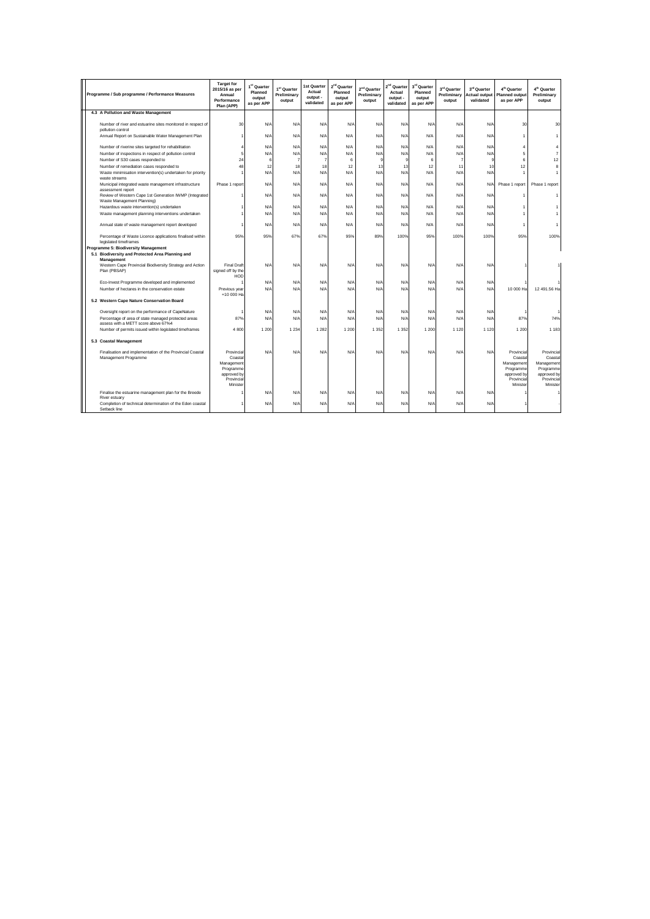| Programme / Sub programme / Performance Measures | Target for 2015/16 as per Annual Performance Plan (APP) | 1st Quarter Planned output as per APP | 1st Quarter Preliminary output | 1st Quarter Actual output - validated | 2nd Quarter Planned output as per APP | 2nd Quarter Preliminary output | 2nd Quarter Actual output - validated | 3rd Quarter Planned output as per APP | 3rd Quarter Preliminary output | 3rd Quarter Actual output - validated | 4th Quarter Planned output as per APP | 4th Quarter Preliminary output |
|---|---|---|---|---|---|---|---|---|---|---|---|---|
| **4.3 A Pollution and Waste Management** | | | | | | | | | | | | |
| Number of river and estuarine sites monitored in respect of pollution control | 30 | N/A | N/A | N/A | N/A | N/A | N/A | N/A | N/A | N/A | 30 | 30 |
| Annual Report on Sustainable Water Management Plan | 1 | N/A | N/A | N/A | N/A | N/A | N/A | N/A | N/A | N/A | 1 | 1 |
| Number of riverine sites targeted for rehabilitation | 4 | N/A | N/A | N/A | N/A | N/A | N/A | N/A | N/A | N/A | 4 | 4 |
| Number of inspections in respect of pollution control | 5 | N/A | N/A | N/A | N/A | N/A | N/A | N/A | N/A | N/A | 5 | 7 |
| Number of S30 cases responded to | 24 | 6 | 7 | 7 | 6 | 9 | 9 | 6 | 7 | 9 | 6 | 12 |
| Number of remediation cases responded to | 48 | 12 | 18 | 18 | 12 | 13 | 13 | 12 | 11 | 10 | 12 | 8 |
| Waste minimisation intervention(s) undertaken for priority waste streams | 1 | N/A | N/A | N/A | N/A | N/A | N/A | N/A | N/A | N/A | 1 | 1 |
| Municipal integrated waste management infrastructure assessment report | Phase 1 report | N/A | N/A | N/A | N/A | N/A | N/A | N/A | N/A | N/A | Phase 1 report | Phase 1 report |
| Review of Western Cape 1st Generation IWMP (Integrated Waste Management Planning) | 1 | N/A | N/A | N/A | N/A | N/A | N/A | N/A | N/A | N/A | 1 | 1 |
| Hazardous waste intervention(s) undertaken | 1 | N/A | N/A | N/A | N/A | N/A | N/A | N/A | N/A | N/A | 1 | 1 |
| Waste management planning interventions undertaken | 1 | N/A | N/A | N/A | N/A | N/A | N/A | N/A | N/A | N/A | 1 | 1 |
| Annual state of waste management report developed | 1 | N/A | N/A | N/A | N/A | N/A | N/A | N/A | N/A | N/A | 1 | 1 |
| Percentage of Waste Licence applications finalised within legislated timeframes | 95% | 95% | 67% | 67% | 95% | 89% | 100% | 95% | 100% | 100% | 95% | 100% |
| **Programme 5: Biodiversity Management** | | | | | | | | | | | | |
| **5.1 Biodiversity and Protected Area Planning and Management** | | | | | | | | | | | | |
| Western Cape Provincial Biodiversity Strategy and Action Plan (PBSAP) | Final Draft signed off by the HOD | N/A | N/A | N/A | N/A | N/A | N/A | N/A | N/A | N/A | 1 | 1 |
| Eco-Invest Programme developed and implemented | 1 | N/A | N/A | N/A | N/A | N/A | N/A | N/A | N/A | N/A | 1 | 1 |
| Number of hectares in the conservation estate | Previous year +10 000 Ha | N/A | N/A | N/A | N/A | N/A | N/A | N/A | N/A | N/A | 10 000 Ha | 12 491.56 Ha |
| **5.2 Western Cape Nature Conservation Board** | | | | | | | | | | | | |
| Oversight report on the performance of CapeNature | 1 | N/A | N/A | N/A | N/A | N/A | N/A | N/A | N/A | N/A | 1 | 1 |
| Percentage of area of state managed protected areas assess with a METT score above 67%4 | 87% | N/A | N/A | N/A | N/A | N/A | N/A | N/A | N/A | N/A | 87% | 74% |
| Number of permits issued within legislated timeframes | 4 800 | 1 200 | 1 234 | 1 282 | 1 200 | 1 352 | 1 352 | 1 200 | 1 120 | 1 120 | 1 200 | 1 183 |
| **5.3 Coastal Management** | | | | | | | | | | | | |
| Finalisation and implementation of the Provincial Coastal Management Programme | Provincial Coastal Management Programme approved by Provincial Minister | N/A | N/A | N/A | N/A | N/A | N/A | N/A | N/A | N/A | Provincial Coastal Management Programme approved by Provincial Minister | Provincial Coastal Management Programme approved by Provincial Minister |
| Finalise the estuarine management plan for the Breede River estuary | 1 | N/A | N/A | N/A | N/A | N/A | N/A | N/A | N/A | N/A | 1 | 1 |
| Completion of technical determination of the Eden coastal Setback line | 1 | N/A | N/A | N/A | N/A | N/A | N/A | N/A | N/A | N/A | 1 | - |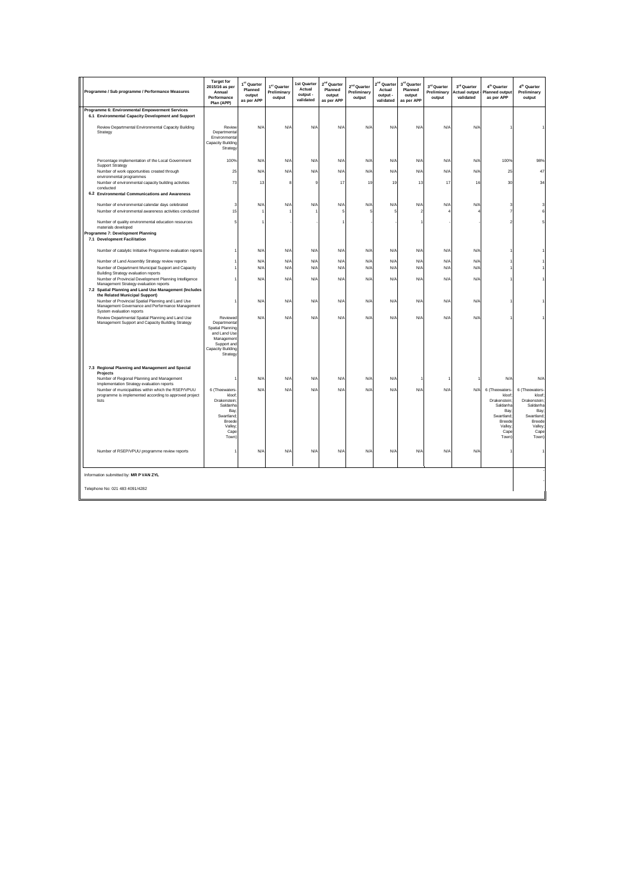| Programme / Sub programme / Performance Measures | Target for 2015/16 as per Annual Performance Plan (APP) | 1st Quarter Planned output as per APP | 1st Quarter Preliminary output | 1st Quarter Actual output - validated | 2nd Quarter Planned output as per APP | 2nd Quarter Preliminary output | 2nd Quarter Actual output - validated | 3rd Quarter Planned output as per APP | 3rd Quarter Preliminary output | 3rd Quarter Actual output - validated | 4th Quarter Planned output as per APP | 4th Quarter Preliminary output |
|---|---|---|---|---|---|---|---|---|---|---|---|---|
| **Programme 6: Environmental Empowerment Services** | | | | | | | | | | | | |
| **6.1 Environmental Capacity Development and Support** | | | | | | | | | | | | |
| Review Departmental Environmental Capacity Building Strategy | Review Departmental Environmental Capacity Building Strategy | N/A | N/A | N/A | N/A | N/A | N/A | N/A | N/A | N/A | 1 | 1 |
| Percentage implementation of the Local Government Support Strategy | 100% | N/A | N/A | N/A | N/A | N/A | N/A | N/A | N/A | N/A | 100% | 98% |
| Number of work opportunities created through environmental programmes | 25 | N/A | N/A | N/A | N/A | N/A | N/A | N/A | N/A | N/A | 25 | 47 |
| Number of environmental capacity building activities conducted | 73 | 13 | 8 | 9 | 17 | 19 | 19 | 13 | 17 | 16 | 30 | 34 |
| **6.2 Environmental Communications and Awareness** | | | | | | | | | | | | |
| Number of environmental calendar days celebrated | 3 | N/A | N/A | N/A | N/A | N/A | N/A | N/A | N/A | N/A | 3 | 3 |
| Number of environmental awareness activities conducted | 15 | 1 | 1 | 1 | 5 | 5 | 5 | 2 | 4 | 4 | 7 | 6 |
| Number of quality environmental education resources materials developed | 5 | 1 | - | - | 1 | - | - | 1 | - | - | 2 | 5 |
| **Programme 7: Development Planning** | | | | | | | | | | | | |
| **7.1 Development Facilitation** | | | | | | | | | | | | |
| Number of catalytic Initiative Programme evaluation reports | 1 | N/A | N/A | N/A | N/A | N/A | N/A | N/A | N/A | N/A | 1 | 1 |
| Number of Land Assembly Strategy review reports | 1 | N/A | N/A | N/A | N/A | N/A | N/A | N/A | N/A | N/A | 1 | 1 |
| Number of Department Municipal Support and Capacity Building Strategy evaluation reports | 1 | N/A | N/A | N/A | N/A | N/A | N/A | N/A | N/A | N/A | 1 | 1 |
| Number of Provincial Development Planning Intelligence Management Strategy evaluation reports | 1 | N/A | N/A | N/A | N/A | N/A | N/A | N/A | N/A | N/A | 1 | 1 |
| **7.2 Spatial Planning and Land Use Management (Includes the Related Municipal Support)** | | | | | | | | | | | | |
| Number of Provincial Spatial Planning and Land Use Management Governance and Performance Management System evaluation reports | 1 | N/A | N/A | N/A | N/A | N/A | N/A | N/A | N/A | N/A | 1 | 1 |
| Review Departmental Spatial Planning and Land Use Management Support and Capacity Building Strategy | Reviewed Departmental Spatial Planning and Land Use Management Support and Capacity Building Strategy | N/A | N/A | N/A | N/A | N/A | N/A | N/A | N/A | N/A | 1 | 1 |
| **7.3 Regional Planning and Management and Special Projects** | | | | | | | | | | | | |
| Number of Regional Planning and Management Implementation Strategy evaluation reports | 1 | N/A | N/A | N/A | N/A | N/A | N/A | 1 | 1 | 1 | N/A | N/A |
| Number of municipalities within which the RSEP/VPUU programme is implemented according to approved project lists | 6 (Theewaters-kloof; Drakenstein; Saldanha Bay; Swartland; Breede Valley; Cape Town) | N/A | N/A | N/A | N/A | N/A | N/A | N/A | N/A | N/A | 6 (Theewaters-kloof; Drakenstein; Saldanha Bay; Swartland; Breede Valley; Cape Town) | 6 (Theewaters-kloof; Drakenstein; Saldanha Bay; Swartland; Breede Valley; Cape Town) |
| Number of RSEP/VPUU programme review reports | 1 | N/A | N/A | N/A | N/A | N/A | N/A | N/A | N/A | N/A | 1 | 1 |

Information submitted by: **MR P VAN ZYL**

Telephone No: 021 483 4091/4282